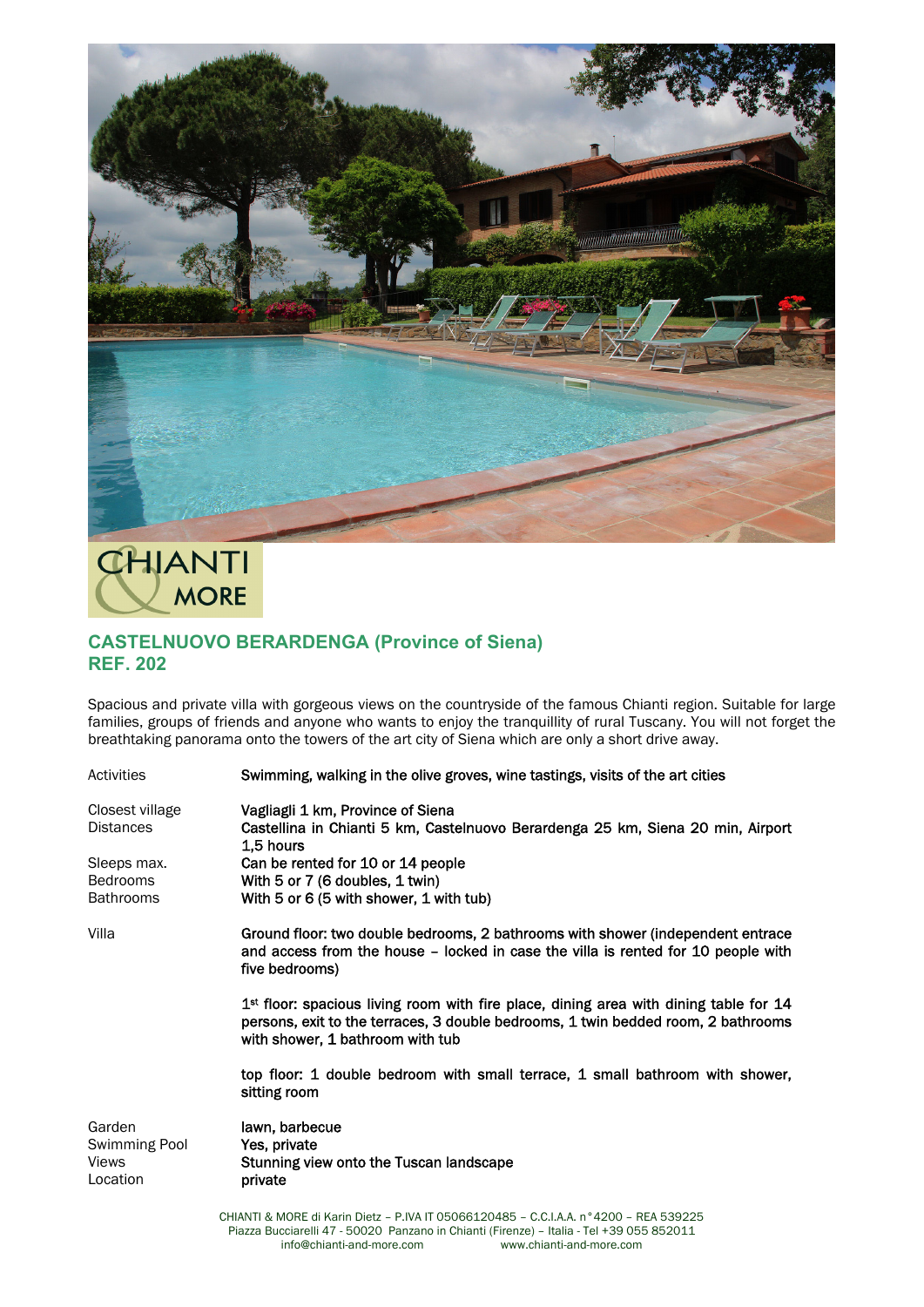CHIANTI & MORE

## CASTELNUOVO BERARDENGA (Province of Siena)
## REF. 202

Spacious and private villa with gorgeous views on the countryside of the famous Chianti region. Suitable for large families, groups of friends and anyone who wants to enjoy the tranquillity of rural Tuscany. You will not forget the breathtaking panorama onto the towers of the art city of Siena which are only a short drive away.

| | |
|---|---|
| Activities | Swimming, walking in the olive groves, wine tastings, visits of the art cities |
| Closest village | Vagliagli 1 km, Province of Siena |
| Distances | Castellina in Chianti 5 km, Castelnuovo Berardenga 25 km, Siena 20 min, Airport 1,5 hours |
| Sleeps max. | Can be rented for 10 or 14 people |
| Bedrooms | With 5 or 7 (6 doubles, 1 twin) |
| Bathrooms | With 5 or 6 (5 with shower, 1 with tub) |
| Villa | Ground floor: two double bedrooms, 2 bathrooms with shower (independent entrace and access from the house – locked in case the villa is rented for 10 people with five bedrooms)<br><br>1st floor: spacious living room with fire place, dining area with dining table for 14 persons, exit to the terraces, 3 double bedrooms, 1 twin bedded room, 2 bathrooms with shower, 1 bathroom with tub<br><br>top floor: 1 double bedroom with small terrace, 1 small bathroom with shower, sitting room |
| Garden | lawn, barbecue |
| Swimming Pool | Yes, private |
| Views | Stunning view onto the Tuscan landscape |
| Location | private |

CHIANTI & MORE di Karin Dietz – P.IVA IT 05066120485 – C.C.I.A.A. n°4200 – REA 539225
Piazza Bucciarelli 47 - 50020 Panzano in Chianti (Firenze) – Italia - Tel +39 055 852011
info@chianti-and-more.com www.chianti-and-more.com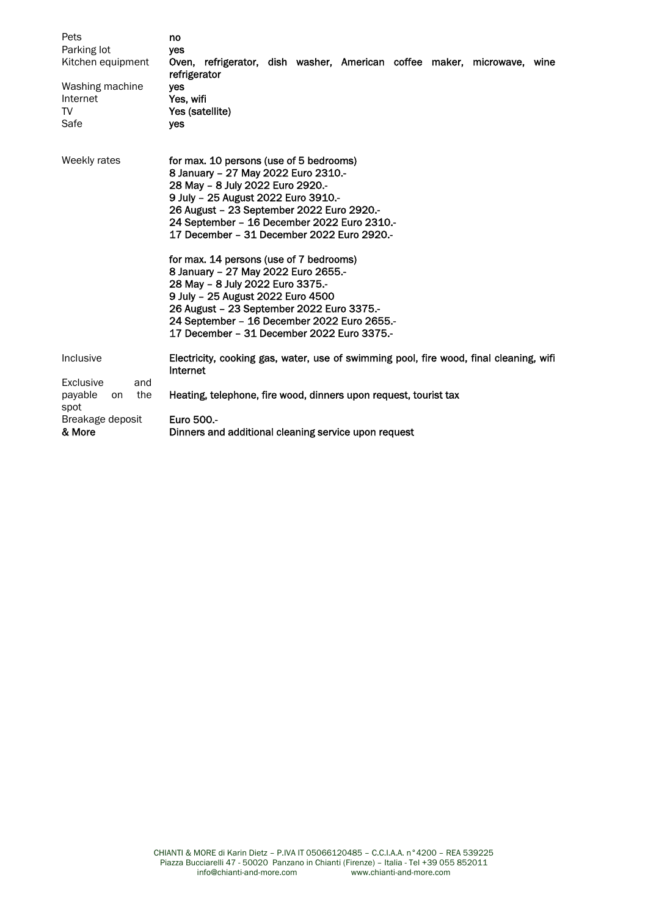| | |
|---|---|
| Pets | no |
| Parking lot | yes |
| Kitchen equipment | Oven, refrigerator, dish washer, American coffee maker, microwave, wine refrigerator |
| Washing machine | yes |
| Internet | Yes, wifi |
| TV | Yes (satellite) |
| Safe | yes |
| Weekly rates | for max. 10 persons (use of 5 bedrooms)<br>8 January – 27 May 2022 Euro 2310.-<br>28 May – 8 July 2022 Euro 2920.-<br>9 July – 25 August 2022 Euro 3910.-<br>26 August – 23 September 2022 Euro 2920.-<br>24 September – 16 December 2022 Euro 2310.-<br>17 December – 31 December 2022 Euro 2920.-<br><br>for max. 14 persons (use of 7 bedrooms)<br>8 January – 27 May 2022 Euro 2655.-<br>28 May – 8 July 2022 Euro 3375.-<br>9 July – 25 August 2022 Euro 4500<br>26 August – 23 September 2022 Euro 3375.-<br>24 September – 16 December 2022 Euro 2655.-<br>17 December – 31 December 2022 Euro 3375.- |
| Inclusive | Electricity, cooking gas, water, use of swimming pool, fire wood, final cleaning, wifi Internet |
| Exclusive and payable on the spot | Heating, telephone, fire wood, dinners upon request, tourist tax |
| Breakage deposit | Euro 500.- |
| **& More** | Dinners and additional cleaning service upon request |

CHIANTI & MORE di Karin Dietz – P.IVA IT 05066120485 – C.C.I.A.A. n°4200 – REA 539225
Piazza Bucciarelli 47 - 50020 Panzano in Chianti (Firenze) – Italia - Tel +39 055 852011
info@chianti-and-more.com www.chianti-and-more.com